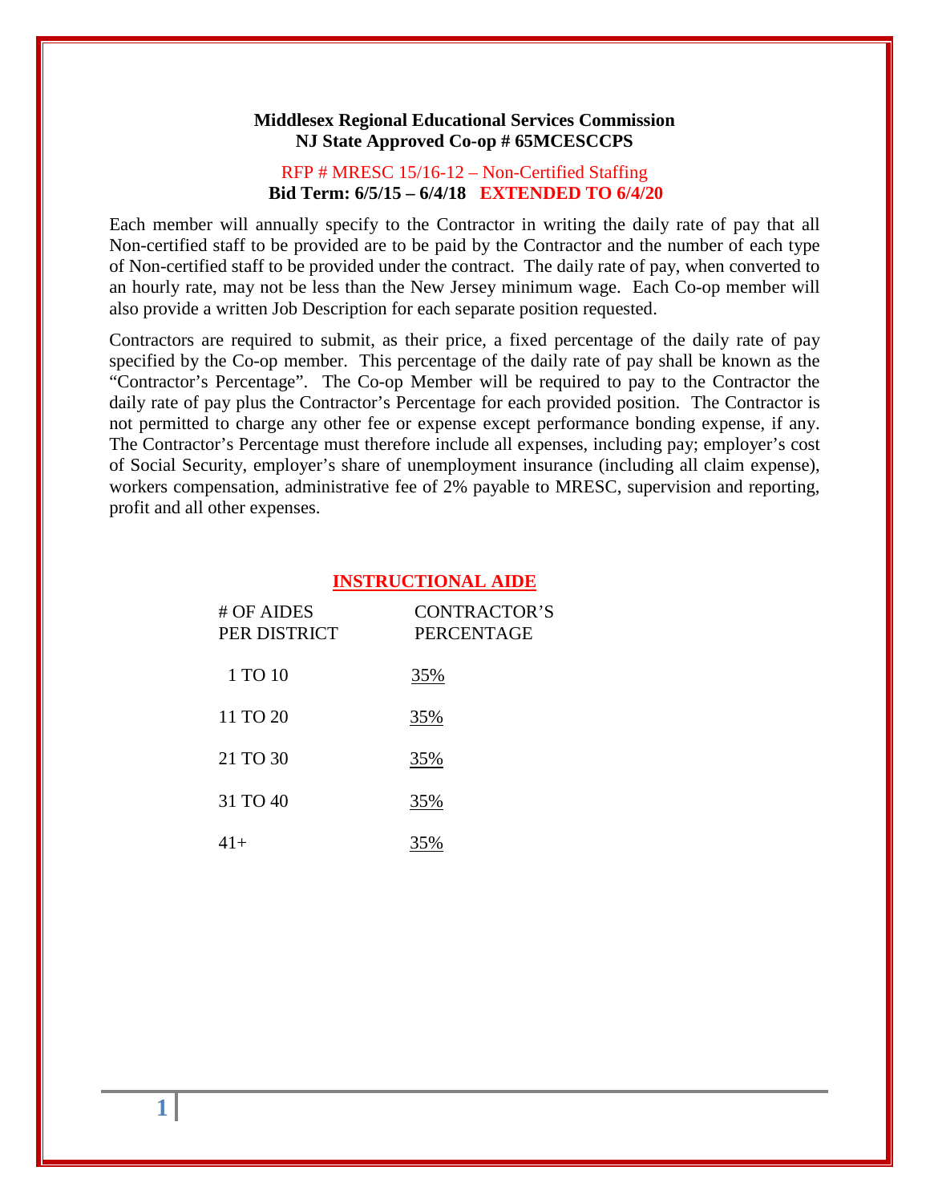**Middlesex Regional Educational Services Commission**
**NJ State Approved Co-op # 65MCESCCPS**

RFP # MRESC 15/16-12 – Non-Certified Staffing
**Bid Term: 6/5/15 – 6/4/18 EXTENDED TO 6/4/20**

Each member will annually specify to the Contractor in writing the daily rate of pay that all Non-certified staff to be provided are to be paid by the Contractor and the number of each type of Non-certified staff to be provided under the contract. The daily rate of pay, when converted to an hourly rate, may not be less than the New Jersey minimum wage. Each Co-op member will also provide a written Job Description for each separate position requested.

Contractors are required to submit, as their price, a fixed percentage of the daily rate of pay specified by the Co-op member. This percentage of the daily rate of pay shall be known as the "Contractor's Percentage". The Co-op Member will be required to pay to the Contractor the daily rate of pay plus the Contractor's Percentage for each provided position. The Contractor is not permitted to charge any other fee or expense except performance bonding expense, if any. The Contractor's Percentage must therefore include all expenses, including pay; employer's cost of Social Security, employer's share of unemployment insurance (including all claim expense), workers compensation, administrative fee of 2% payable to MRESC, supervision and reporting, profit and all other expenses.

## INSTRUCTIONAL AIDE

| # OF AIDES PER DISTRICT | CONTRACTOR'S PERCENTAGE |
|---|---|
| 1 TO 10 | 35% |
| 11 TO 20 | 35% |
| 21 TO 30 | 35% |
| 31 TO 40 | 35% |
| 41+ | 35% |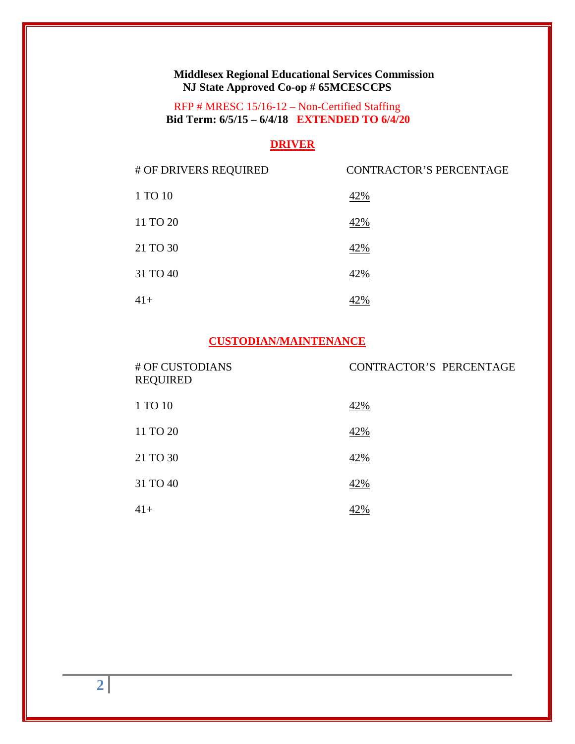**Middlesex Regional Educational Services Commission**
**NJ State Approved Co-op # 65MCESCCPS**

RFP # MRESC 15/16-12 – Non-Certified Staffing
**Bid Term: 6/5/15 – 6/4/18 EXTENDED TO 6/4/20**

## DRIVER

| # OF DRIVERS REQUIRED | CONTRACTOR'S PERCENTAGE |
| --- | --- |
| 1 TO 10 | 42% |
| 11 TO 20 | 42% |
| 21 TO 30 | 42% |
| 31 TO 40 | 42% |
| 41+ | 42% |

## CUSTODIAN/MAINTENANCE

| # OF CUSTODIANS REQUIRED | CONTRACTOR'S PERCENTAGE |
| --- | --- |
| 1 TO 10 | 42% |
| 11 TO 20 | 42% |
| 21 TO 30 | 42% |
| 31 TO 40 | 42% |
| 41+ | 42% |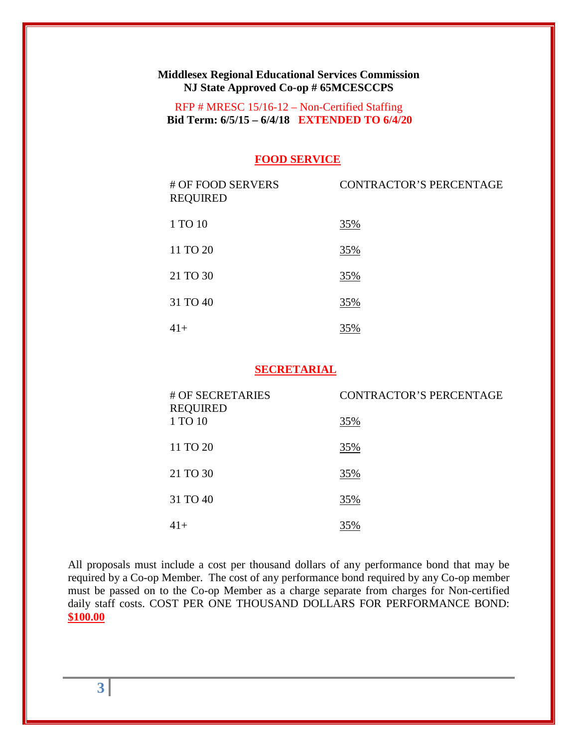**Middlesex Regional Educational Services Commission**
**NJ State Approved Co-op # 65MCESCCPS**

RFP # MRESC 15/16-12 – Non-Certified Staffing
**Bid Term: 6/5/15 – 6/4/18 EXTENDED TO 6/4/20**

## FOOD SERVICE

| # OF FOOD SERVERS REQUIRED | CONTRACTOR'S PERCENTAGE |
|---|---|
| 1 TO 10 | 35% |
| 11 TO 20 | 35% |
| 21 TO 30 | 35% |
| 31 TO 40 | 35% |
| 41+ | 35% |

## SECRETARIAL

| # OF SECRETARIES REQUIRED | CONTRACTOR'S PERCENTAGE |
|---|---|
| 1 TO 10 | 35% |
| 11 TO 20 | 35% |
| 21 TO 30 | 35% |
| 31 TO 40 | 35% |
| 41+ | 35% |

All proposals must include a cost per thousand dollars of any performance bond that may be required by a Co-op Member. The cost of any performance bond required by any Co-op member must be passed on to the Co-op Member as a charge separate from charges for Non-certified daily staff costs. COST PER ONE THOUSAND DOLLARS FOR PERFORMANCE BOND: **$100.00**